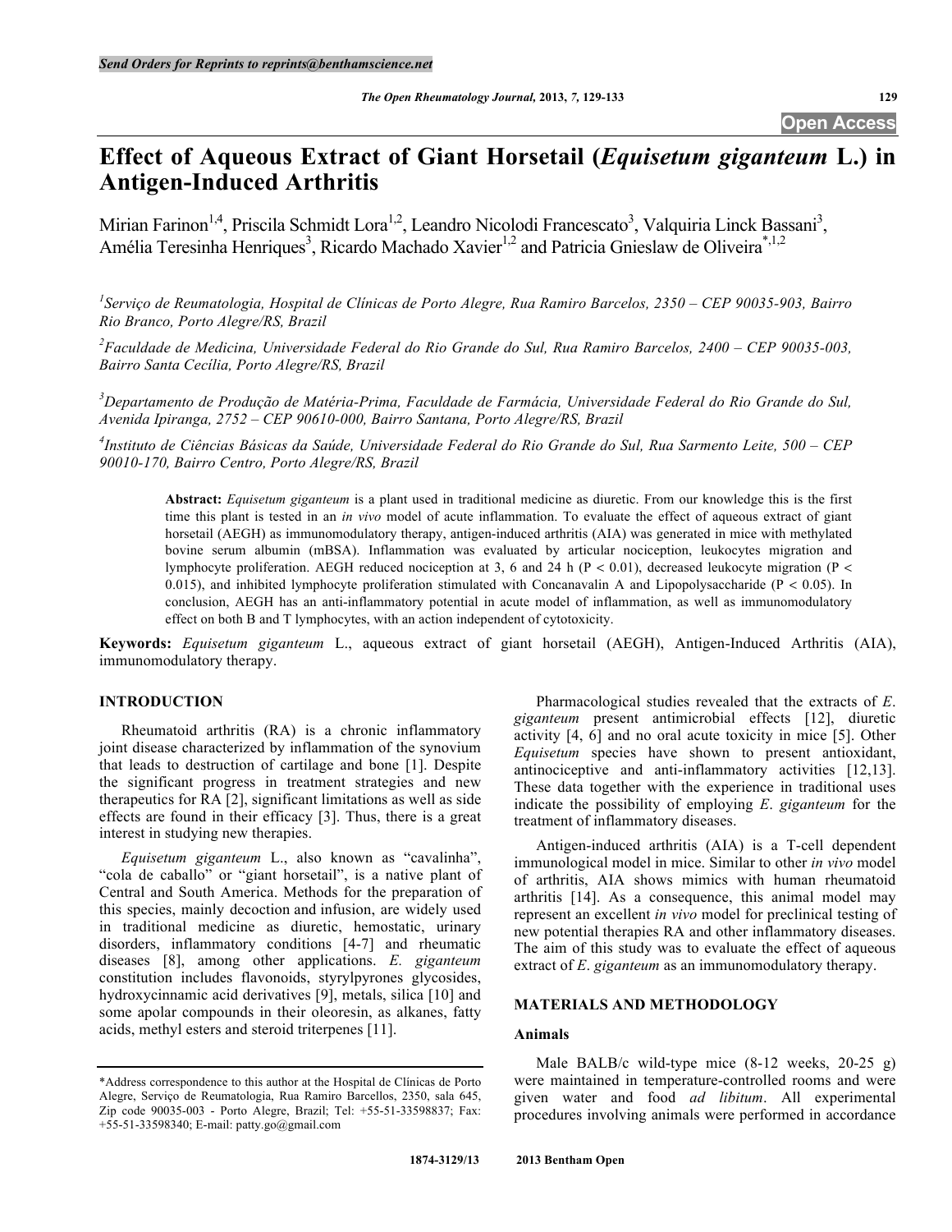# Effect of Aqueous Extract of Giant Horsetail (*Equisetum giganteum* L.) in Antigen-Induced Arthritis

Mirian Farinon[1,4], Priscila Schmidt Lora[1,2], Leandro Nicolodi Francescato[3], Valquiria Linck Bassani[3], Amélia Teresinha Henriques[3], Ricardo Machado Xavier[1,2] and Patricia Gnieslaw de Oliveira[*,1,2]

[1]Serviço de Reumatologia, Hospital de Clínicas de Porto Alegre, Rua Ramiro Barcelos, 2350 – CEP 90035-903, Bairro Rio Branco, Porto Alegre/RS, Brazil

[2]Faculdade de Medicina, Universidade Federal do Rio Grande do Sul, Rua Ramiro Barcelos, 2400 – CEP 90035-003, Bairro Santa Cecília, Porto Alegre/RS, Brazil

[3]Departamento de Produção de Matéria-Prima, Faculdade de Farmácia, Universidade Federal do Rio Grande do Sul, Avenida Ipiranga, 2752 – CEP 90610-000, Bairro Santana, Porto Alegre/RS, Brazil

[4]Instituto de Ciências Básicas da Saúde, Universidade Federal do Rio Grande do Sul, Rua Sarmento Leite, 500 – CEP 90010-170, Bairro Centro, Porto Alegre/RS, Brazil

**Abstract:** *Equisetum giganteum* is a plant used in traditional medicine as diuretic. From our knowledge this is the first time this plant is tested in an *in vivo* model of acute inflammation. To evaluate the effect of aqueous extract of giant horsetail (AEGH) as immunomodulatory therapy, antigen-induced arthritis (AIA) was generated in mice with methylated bovine serum albumin (mBSA). Inflammation was evaluated by articular nociception, leukocytes migration and lymphocyte proliferation. AEGH reduced nociception at 3, 6 and 24 h ($P < 0.01$), decreased leukocyte migration ($P < 0.015$), and inhibited lymphocyte proliferation stimulated with Concanavalin A and Lipopolysaccharide ($P < 0.05$). In conclusion, AEGH has an anti-inflammatory potential in acute model of inflammation, as well as immunomodulatory effect on both B and T lymphocytes, with an action independent of cytotoxicity.

**Keywords:** *Equisetum giganteum* L., aqueous extract of giant horsetail (AEGH), Antigen-Induced Arthritis (AIA), immunomodulatory therapy.

## INTRODUCTION

Rheumatoid arthritis (RA) is a chronic inflammatory joint disease characterized by inflammation of the synovium that leads to destruction of cartilage and bone [1]. Despite the significant progress in treatment strategies and new therapeutics for RA [2], significant limitations as well as side effects are found in their efficacy [3]. Thus, there is a great interest in studying new therapies.

*Equisetum giganteum* L., also known as "cavalinha", "cola de caballo" or "giant horsetail", is a native plant of Central and South America. Methods for the preparation of this species, mainly decoction and infusion, are widely used in traditional medicine as diuretic, hemostatic, urinary disorders, inflammatory conditions [4-7] and rheumatic diseases [8], among other applications. *E. giganteum* constitution includes flavonoids, styrylpyrones glycosides, hydroxycinnamic acid derivatives [9], metals, silica [10] and some apolar compounds in their oleoresin, as alkanes, fatty acids, methyl esters and steroid triterpenes [11].

Pharmacological studies revealed that the extracts of *E. giganteum* present antimicrobial effects [12], diuretic activity [4, 6] and no oral acute toxicity in mice [5]. Other *Equisetum* species have shown to present antioxidant, antinociceptive and anti-inflammatory activities [12,13]. These data together with the experience in traditional uses indicate the possibility of employing *E. giganteum* for the treatment of inflammatory diseases.

Antigen-induced arthritis (AIA) is a T-cell dependent immunological model in mice. Similar to other *in vivo* model of arthritis, AIA shows mimics with human rheumatoid arthritis [14]. As a consequence, this animal model may represent an excellent *in vivo* model for preclinical testing of new potential therapies RA and other inflammatory diseases. The aim of this study was to evaluate the effect of aqueous extract of *E. giganteum* as an immunomodulatory therapy.

## MATERIALS AND METHODOLOGY

### Animals

Male BALB/c wild-type mice (8-12 weeks, 20-25 g) were maintained in temperature-controlled rooms and were given water and food *ad libitum*. All experimental procedures involving animals were performed in accordance

*Address correspondence to this author at the Hospital de Clínicas de Porto Alegre, Serviço de Reumatologia, Rua Ramiro Barcellos, 2350, sala 645, Zip code 90035-003 - Porto Alegre, Brazil; Tel: +55-51-33598837; Fax: +55-51-33598340; E-mail: patty.go@gmail.com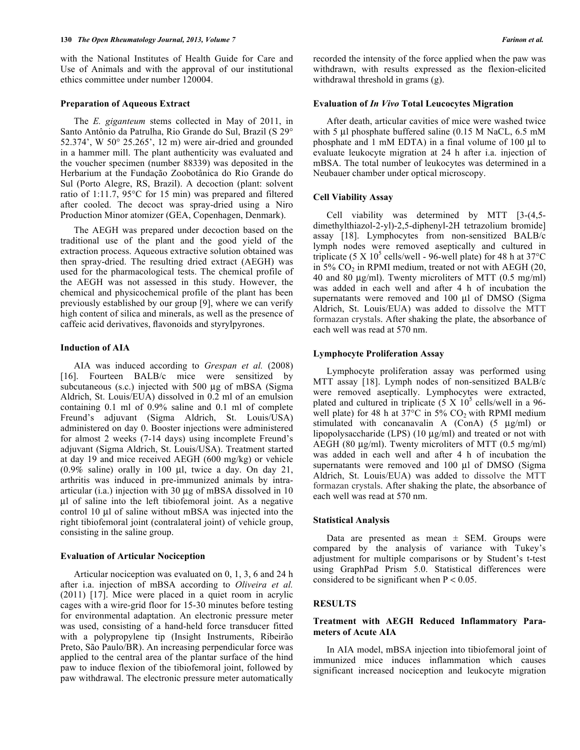with the National Institutes of Health Guide for Care and Use of Animals and with the approval of our institutional ethics committee under number 120004.

### Preparation of Aqueous Extract

The *E. giganteum* stems collected in May of 2011, in Santo Antônio da Patrulha, Rio Grande do Sul, Brazil (S 29° 52.374', W 50° 25.265', 12 m) were air-dried and grounded in a hammer mill. The plant authenticity was evaluated and the voucher specimen (number 88339) was deposited in the Herbarium at the Fundação Zoobotânica do Rio Grande do Sul (Porto Alegre, RS, Brazil). A decoction (plant: solvent ratio of 1:11.7, 95°C for 15 min) was prepared and filtered after cooled. The decoct was spray-dried using a Niro Production Minor atomizer (GEA, Copenhagen, Denmark).

The AEGH was prepared under decoction based on the traditional use of the plant and the good yield of the extraction process. Aqueous extractive solution obtained was then spray-dried. The resulting dried extract (AEGH) was used for the pharmacological tests. The chemical profile of the AEGH was not assessed in this study. However, the chemical and physicochemical profile of the plant has been previously established by our group [9], where we can verify high content of silica and minerals, as well as the presence of caffeic acid derivatives, flavonoids and styrylpyrones.

### Induction of AIA

AIA was induced according to *Grespan et al.* (2008) [16]. Fourteen BALB/c mice were sensitized by subcutaneous (s.c.) injected with 500 µg of mBSA (Sigma Aldrich, St. Louis/EUA) dissolved in 0.2 ml of an emulsion containing 0.1 ml of 0.9% saline and 0.1 ml of complete Freund's adjuvant (Sigma Aldrich, St. Louis/USA) administered on day 0. Booster injections were administered for almost 2 weeks (7-14 days) using incomplete Freund's adjuvant (Sigma Aldrich, St. Louis/USA). Treatment started at day 19 and mice received AEGH (600 mg/kg) or vehicle (0.9% saline) orally in 100 µl, twice a day. On day 21, arthritis was induced in pre-immunized animals by intra-articular (i.a.) injection with 30 µg of mBSA dissolved in 10 µl of saline into the left tibiofemoral joint. As a negative control 10 µl of saline without mBSA was injected into the right tibiofemoral joint (contralateral joint) of vehicle group, consisting in the saline group.

### Evaluation of Articular Nociception

Articular nociception was evaluated on 0, 1, 3, 6 and 24 h after i.a. injection of mBSA according to *Oliveira et al.* (2011) [17]. Mice were placed in a quiet room in acrylic cages with a wire-grid floor for 15-30 minutes before testing for environmental adaptation. An electronic pressure meter was used, consisting of a hand-held force transducer fitted with a polypropylene tip (Insight Instruments, Ribeirão Preto, São Paulo/BR). An increasing perpendicular force was applied to the central area of the plantar surface of the hind paw to induce flexion of the tibiofemoral joint, followed by paw withdrawal. The electronic pressure meter automatically recorded the intensity of the force applied when the paw was withdrawn, with results expressed as the flexion-elicited withdrawal threshold in grams (g).

### Evaluation of *In Vivo* Total Leucocytes Migration

After death, articular cavities of mice were washed twice with 5 µl phosphate buffered saline (0.15 M NaCL, 6.5 mM phosphate and 1 mM EDTA) in a final volume of 100 µl to evaluate leukocyte migration at 24 h after i.a. injection of mBSA. The total number of leukocytes was determined in a Neubauer chamber under optical microscopy.

### Cell Viability Assay

Cell viability was determined by MTT [3-(4,5-dimethylthiazol-2-yl)-2,5-diphenyl-2H tetrazolium bromide] assay [18]. Lymphocytes from non-sensitized BALB/c lymph nodes were removed aseptically and cultured in triplicate (5 X $10^5$ cells/well - 96-well plate) for 48 h at 37°C in 5% $CO_2$ in RPMI medium, treated or not with AEGH (20, 40 and 80 µg/ml). Twenty microliters of MTT (0.5 mg/ml) was added in each well and after 4 h of incubation the supernatants were removed and 100 µl of DMSO (Sigma Aldrich, St. Louis/EUA) was added to dissolve the MTT formazan crystals. After shaking the plate, the absorbance of each well was read at 570 nm.

### Lymphocyte Proliferation Assay

Lymphocyte proliferation assay was performed using MTT assay [18]. Lymph nodes of non-sensitized BALB/c were removed aseptically. Lymphocytes were extracted, plated and cultured in triplicate (5 X $10^5$ cells/well in a 96-well plate) for 48 h at 37°C in 5% $CO_2$ with RPMI medium stimulated with concanavalin A (ConA) (5 µg/ml) or lipopolysaccharide (LPS) (10 µg/ml) and treated or not with AEGH (80 µg/ml). Twenty microliters of MTT (0.5 mg/ml) was added in each well and after 4 h of incubation the supernatants were removed and 100 µl of DMSO (Sigma Aldrich, St. Louis/EUA) was added to dissolve the MTT formazan crystals. After shaking the plate, the absorbance of each well was read at 570 nm.

### Statistical Analysis

Data are presented as mean ± SEM. Groups were compared by the analysis of variance with Tukey's adjustment for multiple comparisons or by Student's t-test using GraphPad Prism 5.0. Statistical differences were considered to be significant when $P < 0.05$.

## RESULTS

### Treatment with AEGH Reduced Inflammatory Parameters of Acute AIA

In AIA model, mBSA injection into tibiofemoral joint of immunized mice induces inflammation which causes significant increased nociception and leukocyte migration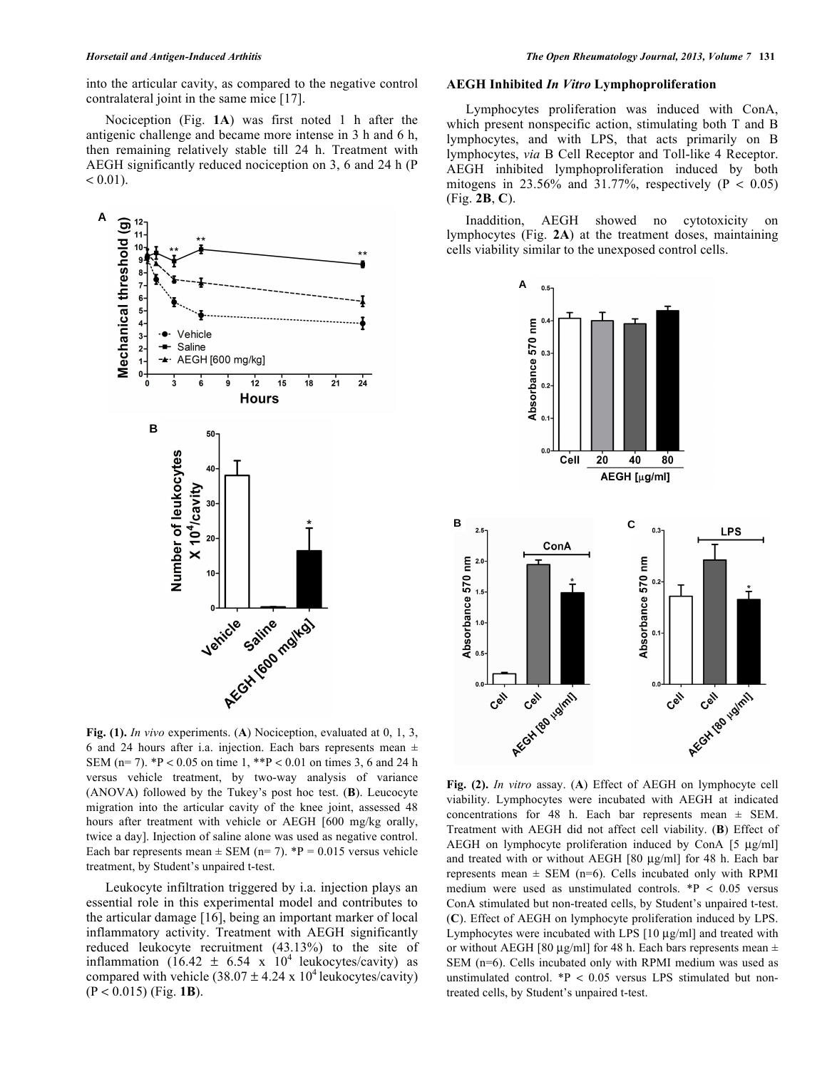into the articular cavity, as compared to the negative control contralateral joint in the same mice [17].

Nociception (Fig. **1A**) was first noted 1 h after the antigenic challenge and became more intense in 3 h and 6 h, then remaining relatively stable till 24 h. Treatment with AEGH significantly reduced nociception on 3, 6 and 24 h ($P < 0.01$).

**Fig. (1).** *In vivo* experiments. (**A**) Nociception, evaluated at 0, 1, 3, 6 and 24 hours after i.a. injection. Each bars represents mean ± SEM (n= 7). $^*P < 0.05$ on time 1, $^{**}P < 0.01$ on times 3, 6 and 24 h versus vehicle treatment, by two-way analysis of variance (ANOVA) followed by the Tukey's post hoc test. (**B**). Leucocyte migration into the articular cavity of the knee joint, assessed 48 hours after treatment with vehicle or AEGH [600 mg/kg orally, twice a day]. Injection of saline alone was used as negative control. Each bar represents mean ± SEM (n= 7). $^*P = 0.015$ versus vehicle treatment, by Student's unpaired t-test.

Leukocyte infiltration triggered by i.a. injection plays an essential role in this experimental model and contributes to the articular damage [16], being an important marker of local inflammatory activity. Treatment with AEGH significantly reduced leukocyte recruitment (43.13%) to the site of inflammation ($16.42 \pm 6.54 \times 10^4$ leukocytes/cavity) as compared with vehicle ($38.07 \pm 4.24 \times 10^4$ leukocytes/cavity) ($P < 0.015$) (Fig. **1B**).

### AEGH Inhibited *In Vitro* Lymphoproliferation

Lymphocytes proliferation was induced with ConA, which present nonspecific action, stimulating both T and B lymphocytes, and with LPS, that acts primarily on B lymphocytes, *via* B Cell Receptor and Toll-like 4 Receptor. AEGH inhibited lymphoproliferation induced by both mitogens in 23.56% and 31.77%, respectively ($P < 0.05$) (Fig. **2B**, **C**).

Inaddition, AEGH showed no cytotoxicity on lymphocytes (Fig. **2A**) at the treatment doses, maintaining cells viability similar to the unexposed control cells.

**Fig. (2).** *In vitro* assay. (**A**) Effect of AEGH on lymphocyte cell viability. Lymphocytes were incubated with AEGH at indicated concentrations for 48 h. Each bar represents mean ± SEM. Treatment with AEGH did not affect cell viability. (**B**) Effect of AEGH on lymphocyte proliferation induced by ConA [5 µg/ml] and treated with or without AEGH [80 µg/ml] for 48 h. Each bar represents mean ± SEM (n=6). Cells incubated only with RPMI medium were used as unstimulated controls. $^*P < 0.05$ versus ConA stimulated but non-treated cells, by Student's unpaired t-test. (**C**). Effect of AEGH on lymphocyte proliferation induced by LPS. Lymphocytes were incubated with LPS [10 µg/ml] and treated with or without AEGH [80 µg/ml] for 48 h. Each bars represents mean ± SEM (n=6). Cells incubated only with RPMI medium was used as unstimulated control. $^*P < 0.05$ versus LPS stimulated but non-treated cells, by Student's unpaired t-test.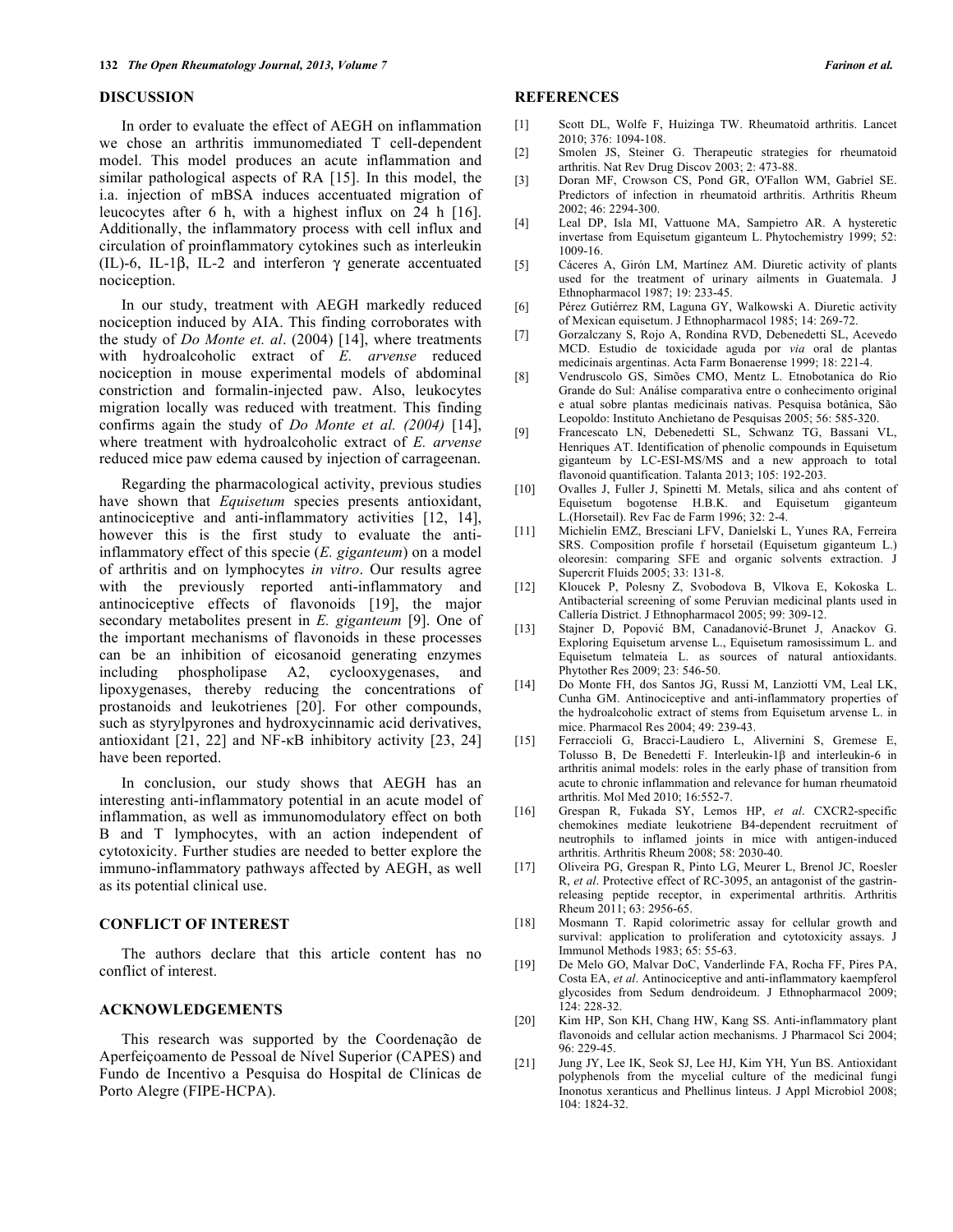## DISCUSSION

In order to evaluate the effect of AEGH on inflammation we chose an arthritis immunomediated T cell-dependent model. This model produces an acute inflammation and similar pathological aspects of RA [15]. In this model, the i.a. injection of mBSA induces accentuated migration of leucocytes after 6 h, with a highest influx on 24 h [16]. Additionally, the inflammatory process with cell influx and circulation of proinflammatory cytokines such as interleukin (IL)-6, IL-1β, IL-2 and interferon γ generate accentuated nociception.

In our study, treatment with AEGH markedly reduced nociception induced by AIA. This finding corroborates with the study of *Do Monte et. al*. (2004) [14], where treatments with hydroalcoholic extract of *E. arvense* reduced nociception in mouse experimental models of abdominal constriction and formalin-injected paw. Also, leukocytes migration locally was reduced with treatment. This finding confirms again the study of *Do Monte et al. (2004)* [14], where treatment with hydroalcoholic extract of *E. arvense* reduced mice paw edema caused by injection of carrageenan.

Regarding the pharmacological activity, previous studies have shown that *Equisetum* species presents antioxidant, antinociceptive and anti-inflammatory activities [12, 14], however this is the first study to evaluate the anti-inflammatory effect of this specie (*E. giganteum*) on a model of arthritis and on lymphocytes *in vitro*. Our results agree with the previously reported anti-inflammatory and antinociceptive effects of flavonoids [19], the major secondary metabolites present in *E. giganteum* [9]. One of the important mechanisms of flavonoids in these processes can be an inhibition of eicosanoid generating enzymes including phospholipase A2, cyclooxygenases, and lipoxygenases, thereby reducing the concentrations of prostanoids and leukotrienes [20]. For other compounds, such as styrylpyrones and hydroxycinnamic acid derivatives, antioxidant [21, 22] and NF-κB inhibitory activity [23, 24] have been reported.

In conclusion, our study shows that AEGH has an interesting anti-inflammatory potential in an acute model of inflammation, as well as immunomodulatory effect on both B and T lymphocytes, with an action independent of cytotoxicity. Further studies are needed to better explore the immuno-inflammatory pathways affected by AEGH, as well as its potential clinical use.

## CONFLICT OF INTEREST

The authors declare that this article content has no conflict of interest.

## ACKNOWLEDGEMENTS

This research was supported by the Coordenação de Aperfeiçoamento de Pessoal de Nível Superior (CAPES) and Fundo de Incentivo a Pesquisa do Hospital de Clínicas de Porto Alegre (FIPE-HCPA).

## REFERENCES

[1] Scott DL, Wolfe F, Huizinga TW. Rheumatoid arthritis. Lancet 2010; 376: 1094-108.

[2] Smolen JS, Steiner G. Therapeutic strategies for rheumatoid arthritis. Nat Rev Drug Discov 2003; 2: 473-88.

[3] Doran MF, Crowson CS, Pond GR, O'Fallon WM, Gabriel SE. Predictors of infection in rheumatoid arthritis. Arthritis Rheum 2002; 46: 2294-300.

[4] Leal DP, Isla MI, Vattuone MA, Sampietro AR. A hysteretic invertase from Equisetum giganteum L. Phytochemistry 1999; 52: 1009-16.

[5] Cáceres A, Girón LM, Martínez AM. Diuretic activity of plants used for the treatment of urinary ailments in Guatemala. J Ethnopharmacol 1987; 19: 233-45.

[6] Pérez Gutiérrez RM, Laguna GY, Walkowski A. Diuretic activity of Mexican equisetum. J Ethnopharmacol 1985; 14: 269-72.

[7] Gorzalczany S, Rojo A, Rondina RVD, Debenedetti SL, Acevedo MCD. Estudio de toxicidade aguda por *via* oral de plantas medicinais argentinas. Acta Farm Bonaerense 1999; 18: 221-4.

[8] Vendruscolo GS, Simões CMO, Mentz L. Etnobotanica do Rio Grande do Sul: Análise comparativa entre o conhecimento original e atual sobre plantas medicinais nativas. Pesquisa botânica, São Leopoldo: Instituto Anchietano de Pesquisas 2005; 56: 585-320.

[9] Francescato LN, Debenedetti SL, Schwanz TG, Bassani VL, Henriques AT. Identification of phenolic compounds in Equisetum giganteum by LC-ESI-MS/MS and a new approach to total flavonoid quantification. Talanta 2013; 105: 192-203.

[10] Ovalles J, Fuller J, Spinetti M. Metals, silica and ahs content of Equisetum bogotense H.B.K. and Equisetum giganteum L.(Horsetail). Rev Fac de Farm 1996; 32: 2-4.

[11] Michielin EMZ, Bresciani LFV, Danielski L, Yunes RA, Ferreira SRS. Composition profile f horsetail (Equisetum giganteum L.) oleoresin: comparing SFE and organic solvents extraction. J Supercrit Fluids 2005; 33: 131-8.

[12] Kloucek P, Polesny Z, Svobodova B, Vlkova E, Kokoska L. Antibacterial screening of some Peruvian medicinal plants used in Callería District. J Ethnopharmacol 2005; 99: 309-12.

[13] Stajner D, Popović BM, Canadanović-Brunet J, Anackov G. Exploring Equisetum arvense L., Equisetum ramosissimum L. and Equisetum telmateia L. as sources of natural antioxidants. Phytother Res 2009; 23: 546-50.

[14] Do Monte FH, dos Santos JG, Russi M, Lanziotti VM, Leal LK, Cunha GM. Antinociceptive and anti-inflammatory properties of the hydroalcoholic extract of stems from Equisetum arvense L. in mice. Pharmacol Res 2004; 49: 239-43.

[15] Ferraccioli G, Bracci-Laudiero L, Alivernini S, Gremese E, Tolusso B, De Benedetti F. Interleukin-1β and interleukin-6 in arthritis animal models: roles in the early phase of transition from acute to chronic inflammation and relevance for human rheumatoid arthritis. Mol Med 2010; 16:552-7.

[16] Grespan R, Fukada SY, Lemos HP, *et al*. CXCR2-specific chemokines mediate leukotriene B4-dependent recruitment of neutrophils to inflamed joints in mice with antigen-induced arthritis. Arthritis Rheum 2008; 58: 2030-40.

[17] Oliveira PG, Grespan R, Pinto LG, Meurer L, Brenol JC, Roesler R, *et al*. Protective effect of RC-3095, an antagonist of the gastrin-releasing peptide receptor, in experimental arthritis. Arthritis Rheum 2011; 63: 2956-65.

[18] Mosmann T. Rapid colorimetric assay for cellular growth and survival: application to proliferation and cytotoxicity assays. J Immunol Methods 1983; 65: 55-63.

[19] De Melo GO, Malvar DoC, Vanderlinde FA, Rocha FF, Pires PA, Costa EA, *et al*. Antinociceptive and anti-inflammatory kaempferol glycosides from Sedum dendroideum. J Ethnopharmacol 2009; 124: 228-32.

[20] Kim HP, Son KH, Chang HW, Kang SS. Anti-inflammatory plant flavonoids and cellular action mechanisms. J Pharmacol Sci 2004; 96: 229-45.

[21] Jung JY, Lee IK, Seok SJ, Lee HJ, Kim YH, Yun BS. Antioxidant polyphenols from the mycelial culture of the medicinal fungi Inonotus xeranticus and Phellinus linteus. J Appl Microbiol 2008; 104: 1824-32.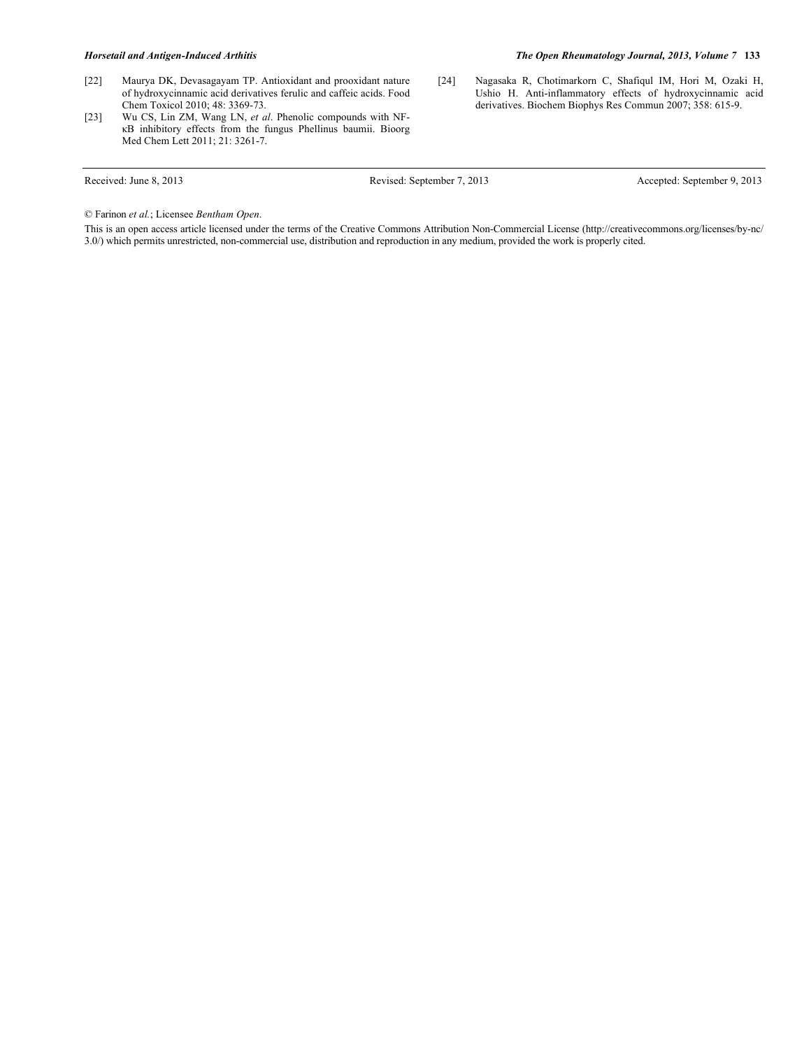[22] Maurya DK, Devasagayam TP. Antioxidant and prooxidant nature of hydroxycinnamic acid derivatives ferulic and caffeic acids. Food Chem Toxicol 2010; 48: 3369-73.

[23] Wu CS, Lin ZM, Wang LN, *et al*. Phenolic compounds with NF-κB inhibitory effects from the fungus Phellinus baumii. Bioorg Med Chem Lett 2011; 21: 3261-7.

[24] Nagasaka R, Chotimarkorn C, Shafiqul IM, Hori M, Ozaki H, Ushio H. Anti-inflammatory effects of hydroxycinnamic acid derivatives. Biochem Biophys Res Commun 2007; 358: 615-9.

Received: June 8, 2013 Revised: September 7, 2013 Accepted: September 9, 2013

© Farinon *et al.*; Licensee *Bentham Open*.

This is an open access article licensed under the terms of the Creative Commons Attribution Non-Commercial License (http://creativecommons.org/licenses/by-nc/3.0/) which permits unrestricted, non-commercial use, distribution and reproduction in any medium, provided the work is properly cited.